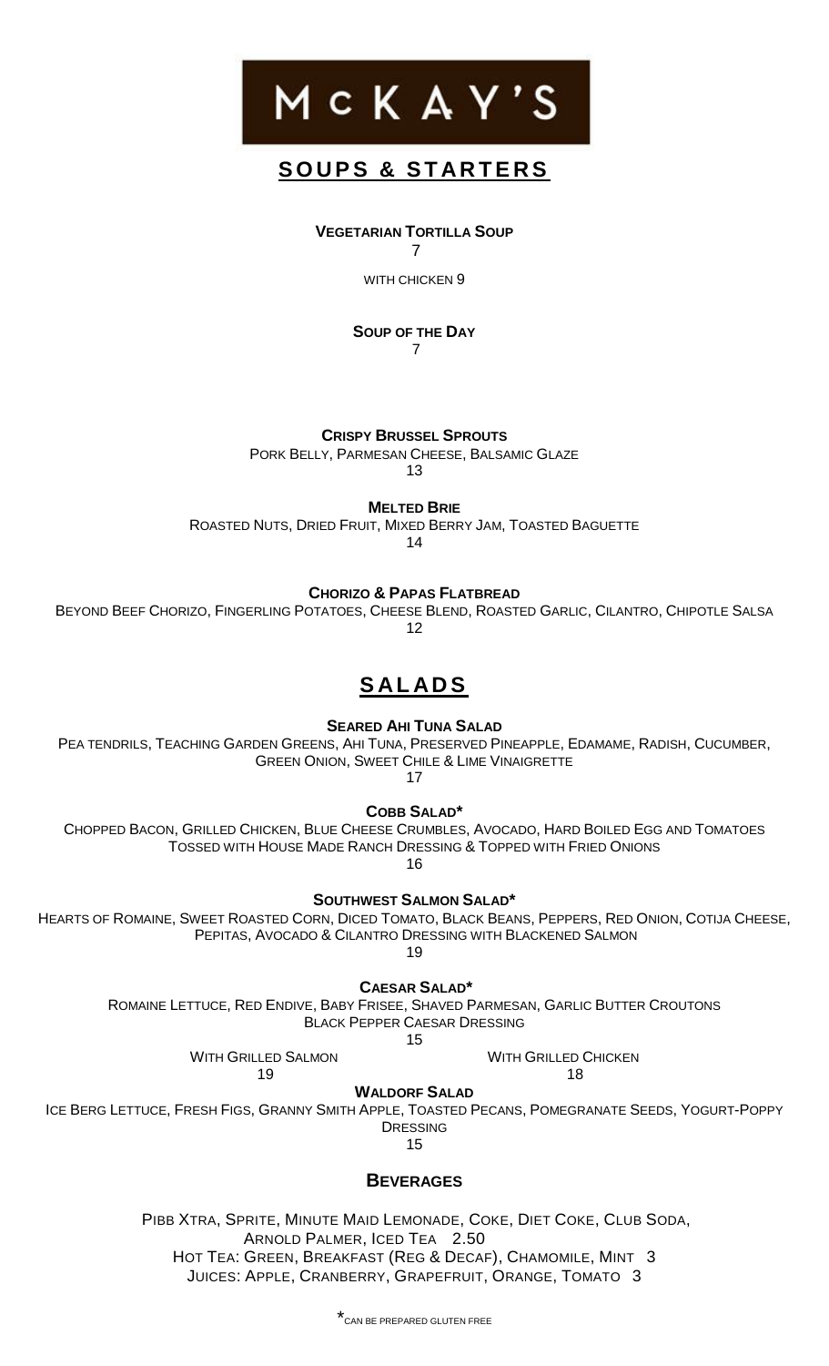# McKAY'S

## SOUPS & STARTERS

**VEGETARIAN TORTILLA SOUP**
7
WITH CHICKEN 9

**SOUP OF THE DAY**
7

**CRISPY BRUSSEL SPROUTS**
PORK BELLY, PARMESAN CHEESE, BALSAMIC GLAZE
13

**MELTED BRIE**
ROASTED NUTS, DRIED FRUIT, MIXED BERRY JAM, TOASTED BAGUETTE
14

**CHORIZO & PAPAS FLATBREAD**
BEYOND BEEF CHORIZO, FINGERLING POTATOES, CHEESE BLEND, ROASTED GARLIC, CILANTRO, CHIPOTLE SALSA
12

## SALADS

**SEARED AHI TUNA SALAD**
PEA TENDRILS, TEACHING GARDEN GREENS, AHI TUNA, PRESERVED PINEAPPLE, EDAMAME, RADISH, CUCUMBER, GREEN ONION, SWEET CHILE & LIME VINAIGRETTE
17

**COBB SALAD***
CHOPPED BACON, GRILLED CHICKEN, BLUE CHEESE CRUMBLES, AVOCADO, HARD BOILED EGG AND TOMATOES TOSSED WITH HOUSE MADE RANCH DRESSING & TOPPED WITH FRIED ONIONS
16

**SOUTHWEST SALMON SALAD***
HEARTS OF ROMAINE, SWEET ROASTED CORN, DICED TOMATO, BLACK BEANS, PEPPERS, RED ONION, COTIJA CHEESE, PEPITAS, AVOCADO & CILANTRO DRESSING WITH BLACKENED SALMON
19

**CAESAR SALAD***
ROMAINE LETTUCE, RED ENDIVE, BABY FRISEE, SHAVED PARMESAN, GARLIC BUTTER CROUTONS
BLACK PEPPER CAESAR DRESSING
15
WITH GRILLED SALMON 19
WITH GRILLED CHICKEN 18

**WALDORF SALAD**
ICE BERG LETTUCE, FRESH FIGS, GRANNY SMITH APPLE, TOASTED PECANS, POMEGRANATE SEEDS, YOGURT-POPPY DRESSING
15

### BEVERAGES

PIBB XTRA, SPRITE, MINUTE MAID LEMONADE, COKE, DIET COKE, CLUB SODA, ARNOLD PALMER, ICED TEA 2.50
HOT TEA: GREEN, BREAKFAST (REG & DECAF), CHAMOMILE, MINT 3
JUICES: APPLE, CRANBERRY, GRAPEFRUIT, ORANGE, TOMATO 3

*CAN BE PREPARED GLUTEN FREE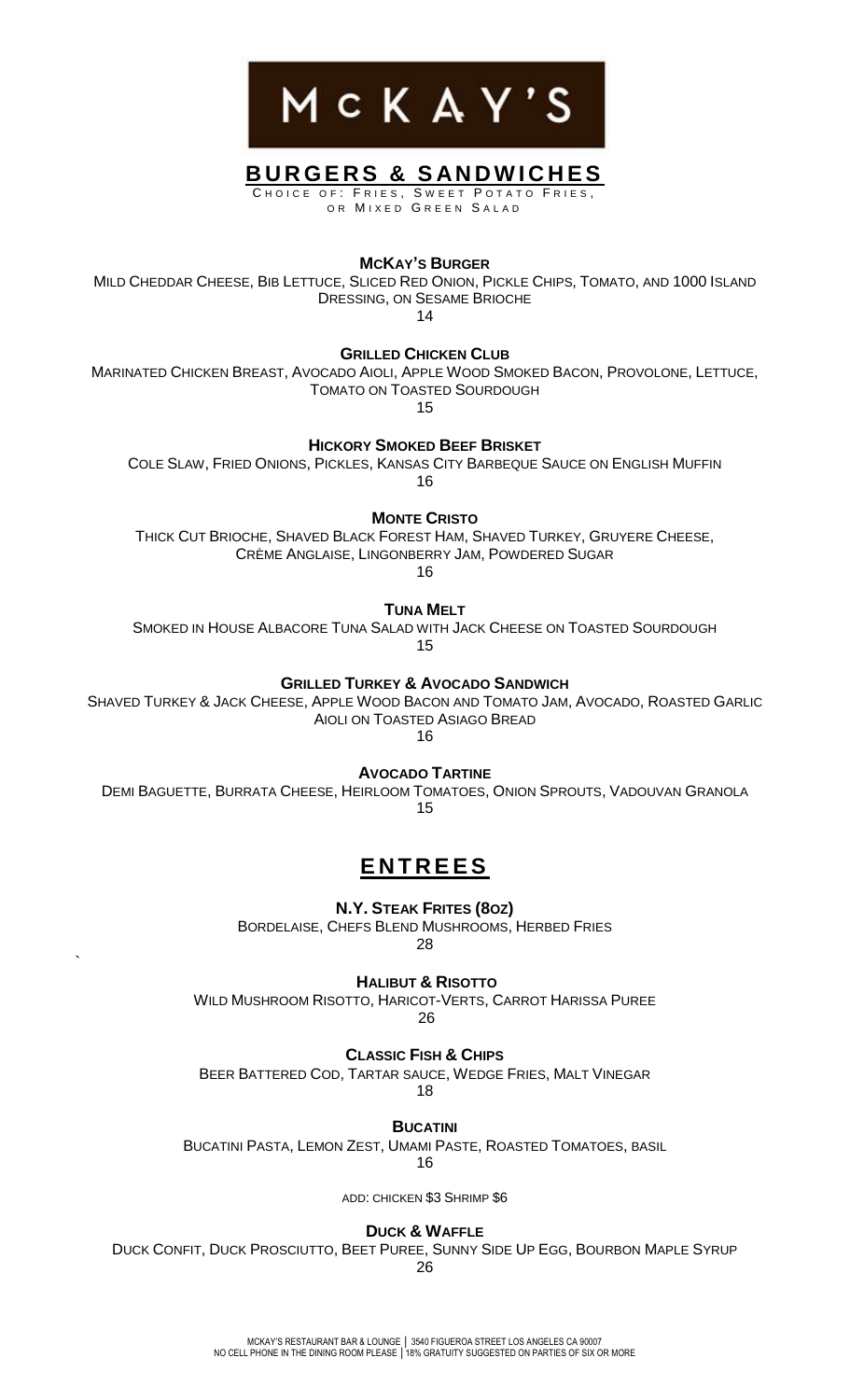# McKAY'S

## BURGERS & SANDWICHES

Choice of: Fries, Sweet Potato Fries, or Mixed Green Salad

**McKay's Burger**

Mild Cheddar Cheese, Bib Lettuce, Sliced Red Onion, Pickle Chips, Tomato, and 1000 Island Dressing, on Sesame Brioche

14

**Grilled Chicken Club**

Marinated Chicken Breast, Avocado Aioli, Apple Wood Smoked Bacon, Provolone, Lettuce, Tomato on Toasted Sourdough

15

**Hickory Smoked Beef Brisket**

Cole Slaw, Fried Onions, Pickles, Kansas City Barbeque Sauce on English Muffin

16

**Monte Cristo**

Thick Cut Brioche, Shaved Black Forest Ham, Shaved Turkey, Gruyere Cheese, Crème Anglaise, Lingonberry Jam, Powdered Sugar

16

**Tuna Melt**

Smoked in House Albacore Tuna Salad with Jack Cheese on Toasted Sourdough

15

**Grilled Turkey & Avocado Sandwich**

Shaved Turkey & Jack Cheese, Apple Wood Bacon and Tomato Jam, Avocado, Roasted Garlic Aioli on Toasted Asiago Bread

16

**Avocado Tartine**

Demi Baguette, Burrata Cheese, Heirloom Tomatoes, Onion Sprouts, Vadouvan Granola

15

## ENTREES

**N.Y. Steak Frites (8oz)**

Bordelaise, Chefs Blend Mushrooms, Herbed Fries

28

**Halibut & Risotto**

Wild Mushroom Risotto, Haricot-Verts, Carrot Harissa Puree

26

**Classic Fish & Chips**

Beer Battered Cod, Tartar Sauce, Wedge Fries, Malt Vinegar

18

**Bucatini**

Bucatini Pasta, Lemon Zest, Umami Paste, Roasted Tomatoes, Basil

16

add: Chicken $3 Shrimp $6

**Duck & Waffle**

Duck Confit, Duck Prosciutto, Beet Puree, Sunny Side Up Egg, Bourbon Maple Syrup

26

McKAY'S RESTAURANT BAR & LOUNGE | 3540 FIGUEROA STREET LOS ANGELES CA 90007
NO CELL PHONE IN THE DINING ROOM PLEASE | 18% GRATUITY SUGGESTED ON PARTIES OF SIX OR MORE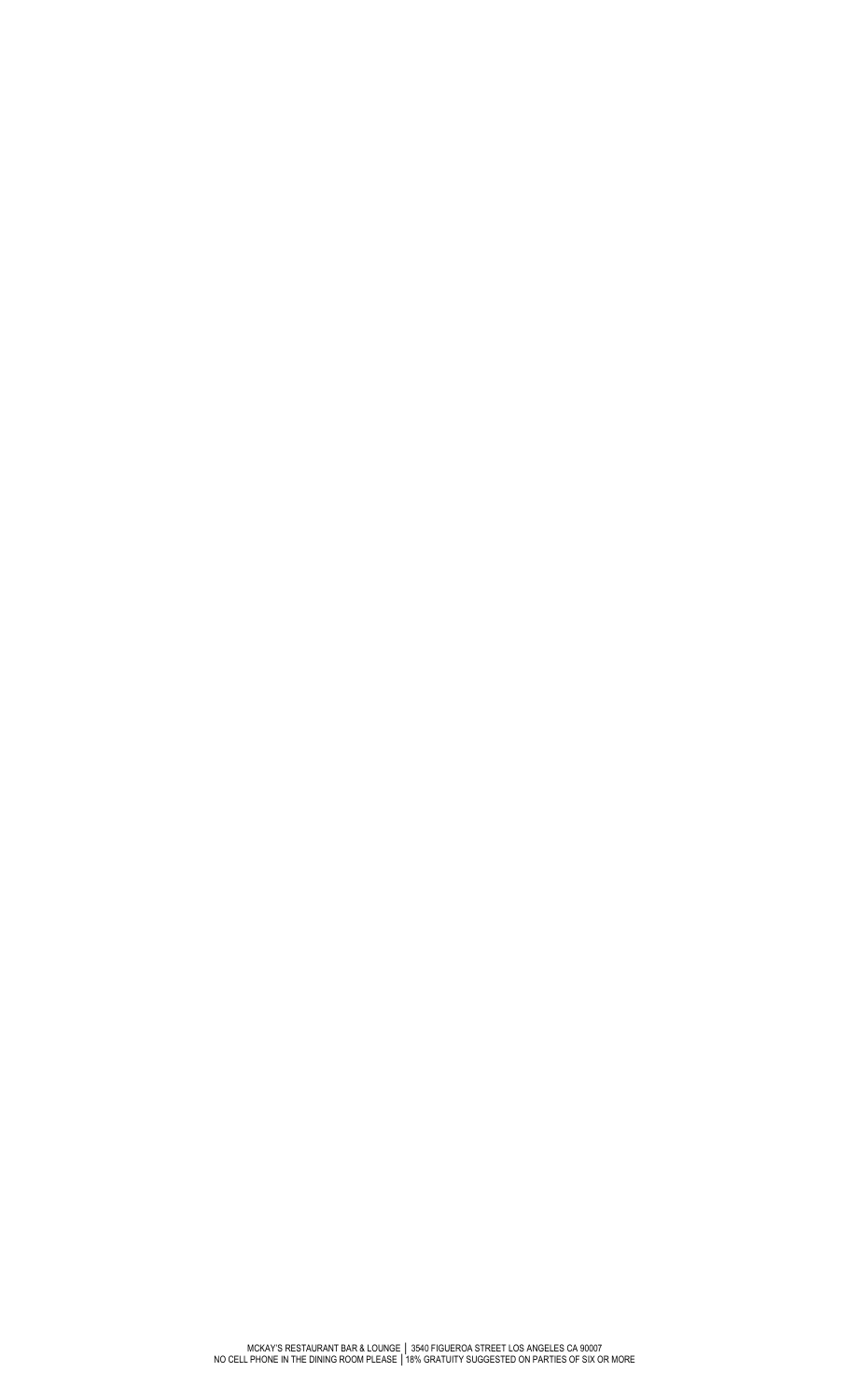MCKAY'S RESTAURANT BAR & LOUNGE | 3540 FIGUEROA STREET LOS ANGELES CA 90007

NO CELL PHONE IN THE DINING ROOM PLEASE | 18% GRATUITY SUGGESTED ON PARTIES OF SIX OR MORE